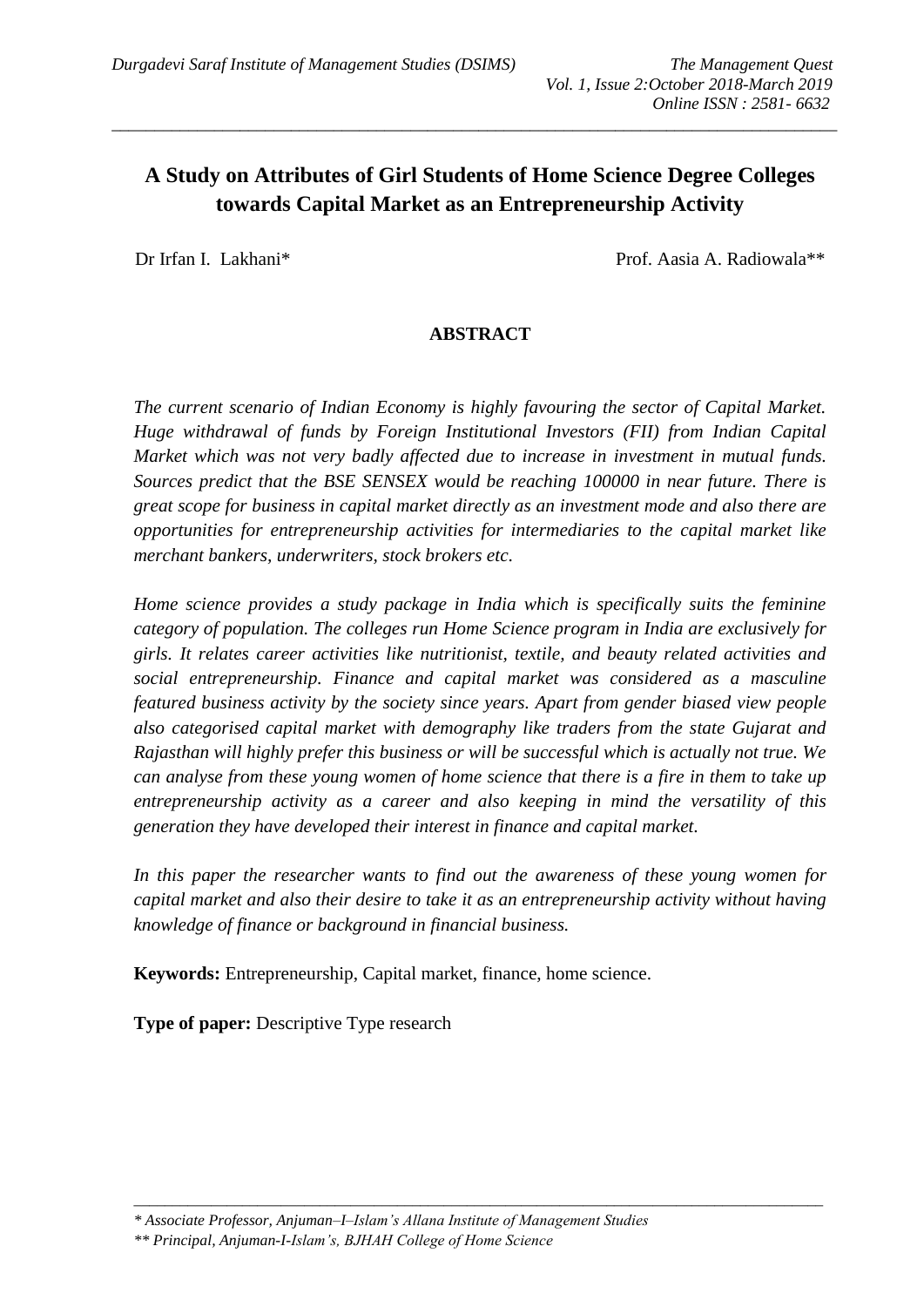# A Study on Attributes of Girl Students of Home Science Degree Colleges towards Capital Market as an Entrepreneurship Activity

Dr Irfan I. Lakhani* Prof. Aasia A. Radiowala**

## ABSTRACT

*The current scenario of Indian Economy is highly favouring the sector of Capital Market. Huge withdrawal of funds by Foreign Institutional Investors (FII) from Indian Capital Market which was not very badly affected due to increase in investment in mutual funds. Sources predict that the BSE SENSEX would be reaching 100000 in near future. There is great scope for business in capital market directly as an investment mode and also there are opportunities for entrepreneurship activities for intermediaries to the capital market like merchant bankers, underwriters, stock brokers etc.*

*Home science provides a study package in India which is specifically suits the feminine category of population. The colleges run Home Science program in India are exclusively for girls. It relates career activities like nutritionist, textile, and beauty related activities and social entrepreneurship. Finance and capital market was considered as a masculine featured business activity by the society since years. Apart from gender biased view people also categorised capital market with demography like traders from the state Gujarat and Rajasthan will highly prefer this business or will be successful which is actually not true. We can analyse from these young women of home science that there is a fire in them to take up entrepreneurship activity as a career and also keeping in mind the versatility of this generation they have developed their interest in finance and capital market.*

*In this paper the researcher wants to find out the awareness of these young women for capital market and also their desire to take it as an entrepreneurship activity without having knowledge of finance or background in financial business.*

**Keywords:** Entrepreneurship, Capital market, finance, home science.

**Type of paper:** Descriptive Type research

---

*\* Associate Professor, Anjuman–I–Islam's Allana Institute of Management Studies*

*\*\* Principal, Anjuman-I-Islam's, BJHAH College of Home Science*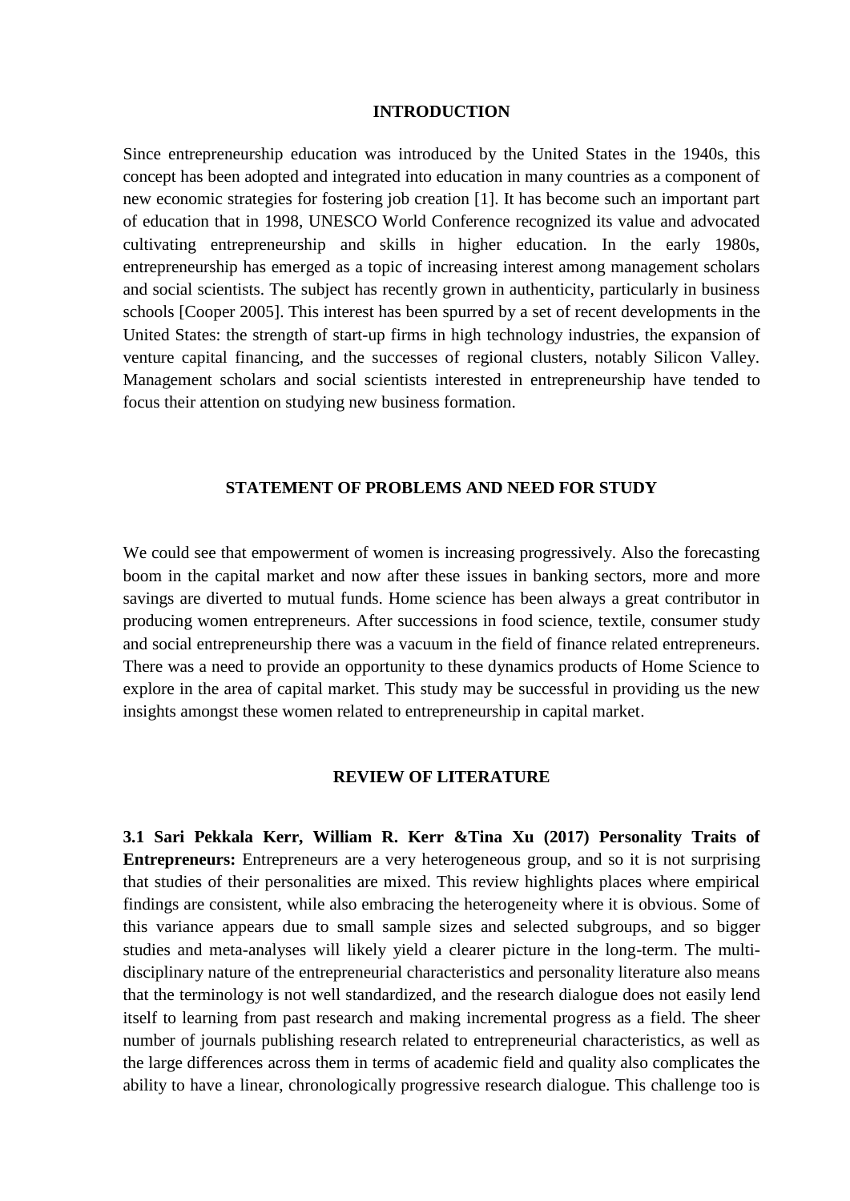## INTRODUCTION

Since entrepreneurship education was introduced by the United States in the 1940s, this concept has been adopted and integrated into education in many countries as a component of new economic strategies for fostering job creation [1]. It has become such an important part of education that in 1998, UNESCO World Conference recognized its value and advocated cultivating entrepreneurship and skills in higher education. In the early 1980s, entrepreneurship has emerged as a topic of increasing interest among management scholars and social scientists. The subject has recently grown in authenticity, particularly in business schools [Cooper 2005]. This interest has been spurred by a set of recent developments in the United States: the strength of start-up firms in high technology industries, the expansion of venture capital financing, and the successes of regional clusters, notably Silicon Valley. Management scholars and social scientists interested in entrepreneurship have tended to focus their attention on studying new business formation.

## STATEMENT OF PROBLEMS AND NEED FOR STUDY

We could see that empowerment of women is increasing progressively. Also the forecasting boom in the capital market and now after these issues in banking sectors, more and more savings are diverted to mutual funds. Home science has been always a great contributor in producing women entrepreneurs. After successions in food science, textile, consumer study and social entrepreneurship there was a vacuum in the field of finance related entrepreneurs. There was a need to provide an opportunity to these dynamics products of Home Science to explore in the area of capital market. This study may be successful in providing us the new insights amongst these women related to entrepreneurship in capital market.

## REVIEW OF LITERATURE

**3.1 Sari Pekkala Kerr, William R. Kerr &Tina Xu (2017) Personality Traits of Entrepreneurs:** Entrepreneurs are a very heterogeneous group, and so it is not surprising that studies of their personalities are mixed. This review highlights places where empirical findings are consistent, while also embracing the heterogeneity where it is obvious. Some of this variance appears due to small sample sizes and selected subgroups, and so bigger studies and meta-analyses will likely yield a clearer picture in the long-term. The multi-disciplinary nature of the entrepreneurial characteristics and personality literature also means that the terminology is not well standardized, and the research dialogue does not easily lend itself to learning from past research and making incremental progress as a field. The sheer number of journals publishing research related to entrepreneurial characteristics, as well as the large differences across them in terms of academic field and quality also complicates the ability to have a linear, chronologically progressive research dialogue. This challenge too is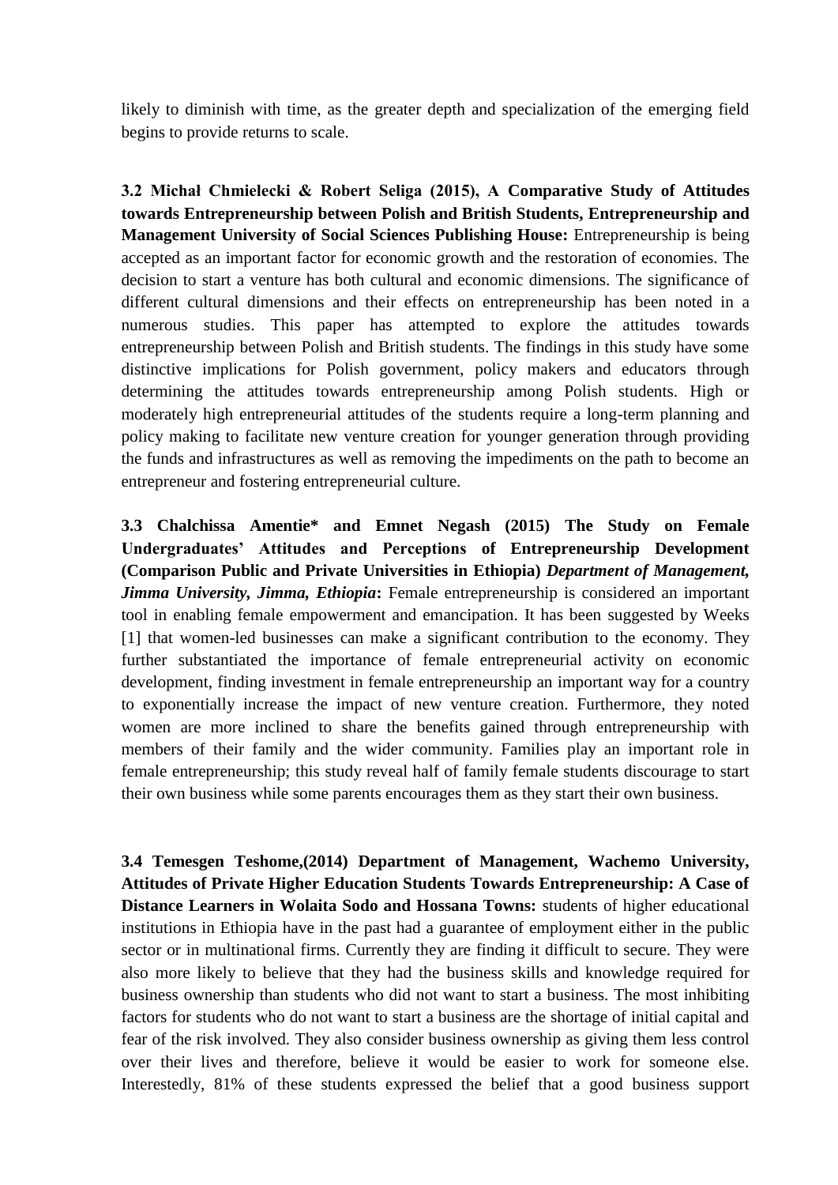likely to diminish with time, as the greater depth and specialization of the emerging field begins to provide returns to scale.

**3.2 Michał Chmielecki & Robert Seliga (2015), A Comparative Study of Attitudes towards Entrepreneurship between Polish and British Students, Entrepreneurship and Management University of Social Sciences Publishing House:** Entrepreneurship is being accepted as an important factor for economic growth and the restoration of economies. The decision to start a venture has both cultural and economic dimensions. The significance of different cultural dimensions and their effects on entrepreneurship has been noted in a numerous studies. This paper has attempted to explore the attitudes towards entrepreneurship between Polish and British students. The findings in this study have some distinctive implications for Polish government, policy makers and educators through determining the attitudes towards entrepreneurship among Polish students. High or moderately high entrepreneurial attitudes of the students require a long-term planning and policy making to facilitate new venture creation for younger generation through providing the funds and infrastructures as well as removing the impediments on the path to become an entrepreneur and fostering entrepreneurial culture.

**3.3 Chalchissa Amentie* and Emnet Negash (2015) The Study on Female Undergraduates' Attitudes and Perceptions of Entrepreneurship Development (Comparison Public and Private Universities in Ethiopia)** ***Department of Management, Jimma University, Jimma, Ethiopia*****:** Female entrepreneurship is considered an important tool in enabling female empowerment and emancipation. It has been suggested by Weeks [1] that women-led businesses can make a significant contribution to the economy. They further substantiated the importance of female entrepreneurial activity on economic development, finding investment in female entrepreneurship an important way for a country to exponentially increase the impact of new venture creation. Furthermore, they noted women are more inclined to share the benefits gained through entrepreneurship with members of their family and the wider community. Families play an important role in female entrepreneurship; this study reveal half of family female students discourage to start their own business while some parents encourages them as they start their own business.

**3.4 Temesgen Teshome,(2014) Department of Management, Wachemo University, Attitudes of Private Higher Education Students Towards Entrepreneurship: A Case of Distance Learners in Wolaita Sodo and Hossana Towns:** students of higher educational institutions in Ethiopia have in the past had a guarantee of employment either in the public sector or in multinational firms. Currently they are finding it difficult to secure. They were also more likely to believe that they had the business skills and knowledge required for business ownership than students who did not want to start a business. The most inhibiting factors for students who do not want to start a business are the shortage of initial capital and fear of the risk involved. They also consider business ownership as giving them less control over their lives and therefore, believe it would be easier to work for someone else. Interestedly, 81% of these students expressed the belief that a good business support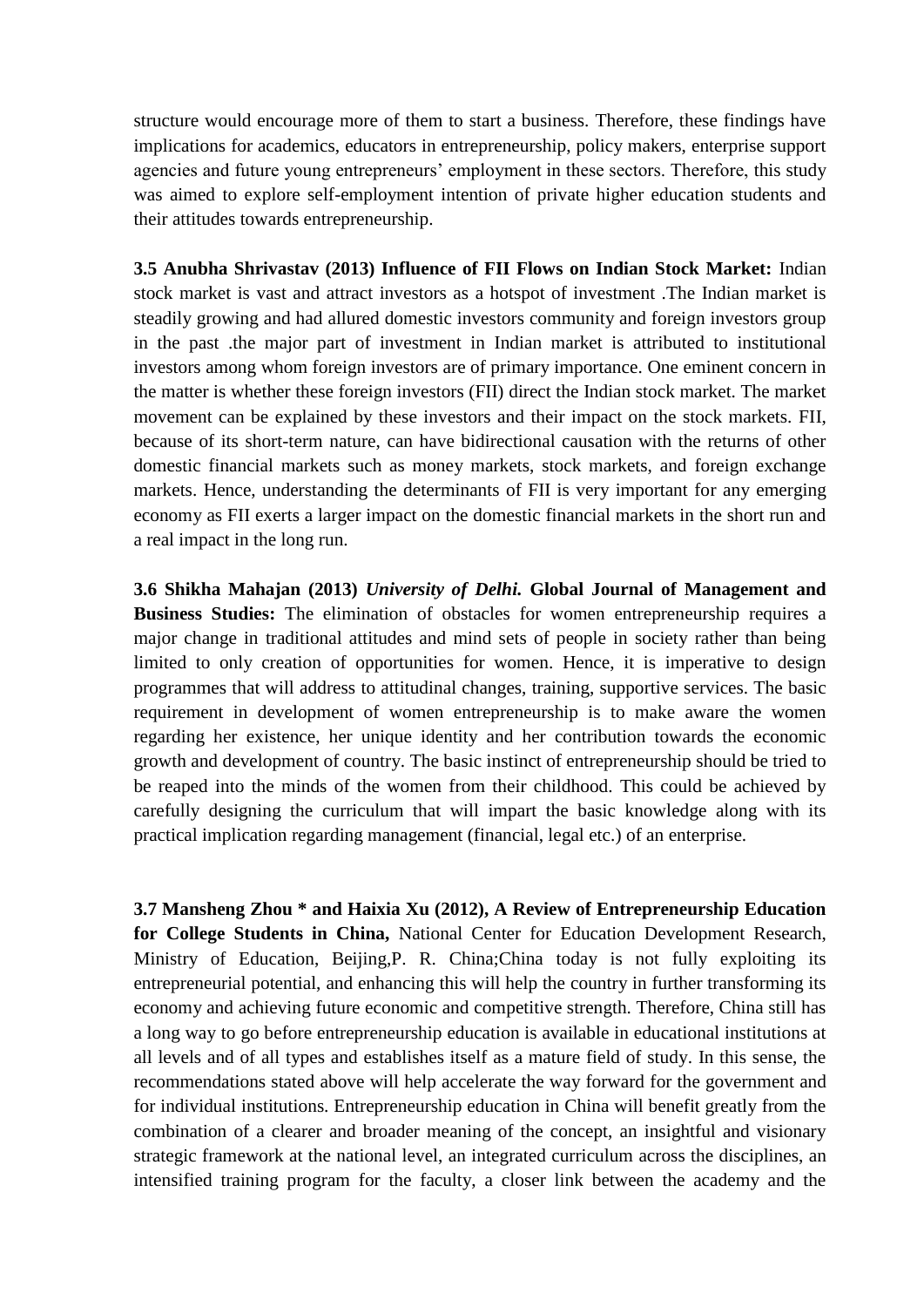structure would encourage more of them to start a business. Therefore, these findings have implications for academics, educators in entrepreneurship, policy makers, enterprise support agencies and future young entrepreneurs' employment in these sectors. Therefore, this study was aimed to explore self-employment intention of private higher education students and their attitudes towards entrepreneurship.

**3.5 Anubha Shrivastav (2013) Influence of FII Flows on Indian Stock Market:** Indian stock market is vast and attract investors as a hotspot of investment .The Indian market is steadily growing and had allured domestic investors community and foreign investors group in the past .the major part of investment in Indian market is attributed to institutional investors among whom foreign investors are of primary importance. One eminent concern in the matter is whether these foreign investors (FII) direct the Indian stock market. The market movement can be explained by these investors and their impact on the stock markets. FII, because of its short-term nature, can have bidirectional causation with the returns of other domestic financial markets such as money markets, stock markets, and foreign exchange markets. Hence, understanding the determinants of FII is very important for any emerging economy as FII exerts a larger impact on the domestic financial markets in the short run and a real impact in the long run.

**3.6 Shikha Mahajan (2013)** ***University of Delhi.*** **Global Journal of Management and Business Studies:** The elimination of obstacles for women entrepreneurship requires a major change in traditional attitudes and mind sets of people in society rather than being limited to only creation of opportunities for women. Hence, it is imperative to design programmes that will address to attitudinal changes, training, supportive services. The basic requirement in development of women entrepreneurship is to make aware the women regarding her existence, her unique identity and her contribution towards the economic growth and development of country. The basic instinct of entrepreneurship should be tried to be reaped into the minds of the women from their childhood. This could be achieved by carefully designing the curriculum that will impart the basic knowledge along with its practical implication regarding management (financial, legal etc.) of an enterprise.

**3.7 Mansheng Zhou * and Haixia Xu (2012), A Review of Entrepreneurship Education for College Students in China,** National Center for Education Development Research, Ministry of Education, Beijing,P. R. China;China today is not fully exploiting its entrepreneurial potential, and enhancing this will help the country in further transforming its economy and achieving future economic and competitive strength. Therefore, China still has a long way to go before entrepreneurship education is available in educational institutions at all levels and of all types and establishes itself as a mature field of study. In this sense, the recommendations stated above will help accelerate the way forward for the government and for individual institutions. Entrepreneurship education in China will benefit greatly from the combination of a clearer and broader meaning of the concept, an insightful and visionary strategic framework at the national level, an integrated curriculum across the disciplines, an intensified training program for the faculty, a closer link between the academy and the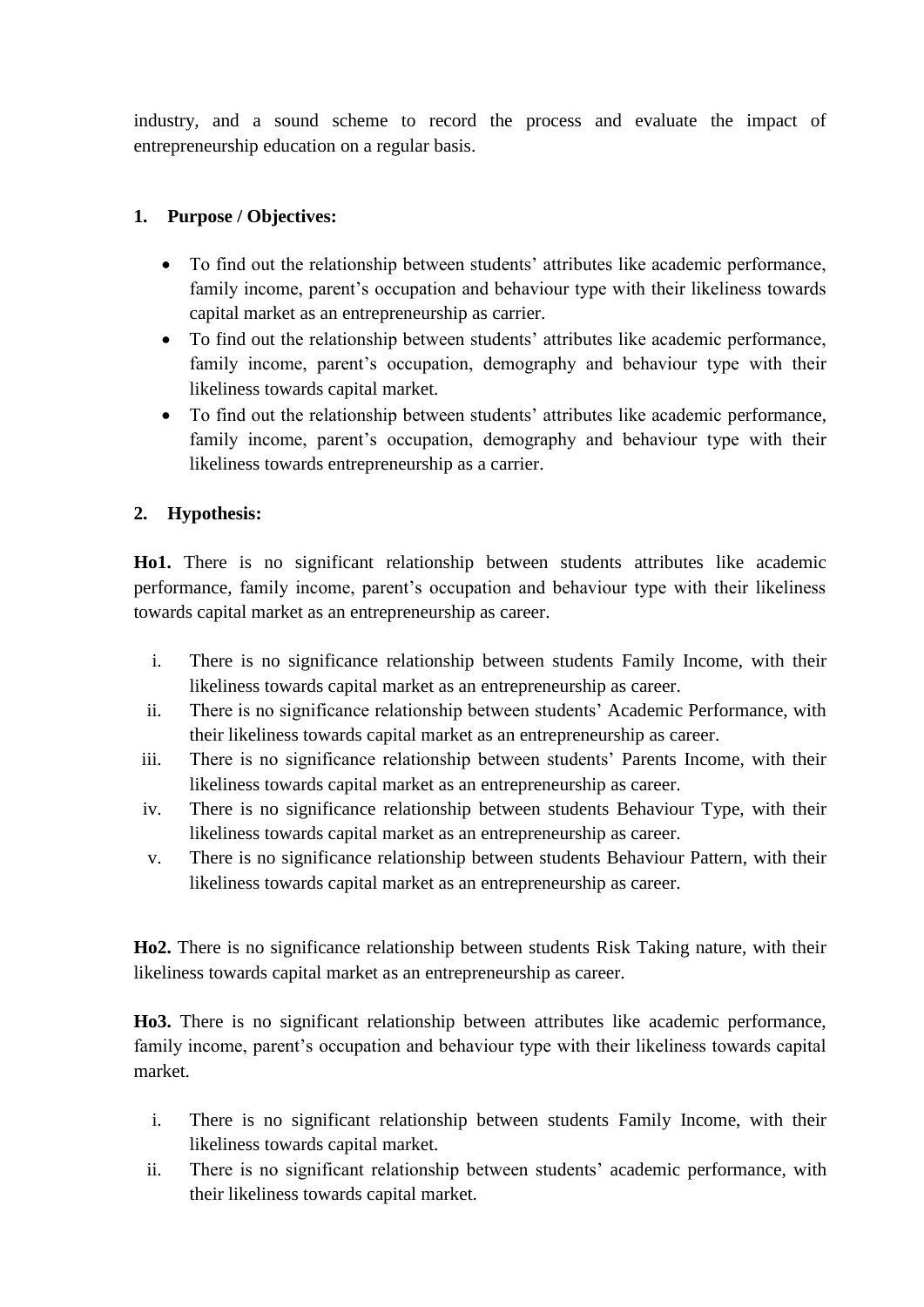industry, and a sound scheme to record the process and evaluate the impact of entrepreneurship education on a regular basis.

**1. Purpose / Objectives:**

- To find out the relationship between students' attributes like academic performance, family income, parent's occupation and behaviour type with their likeliness towards capital market as an entrepreneurship as carrier.
- To find out the relationship between students' attributes like academic performance, family income, parent's occupation, demography and behaviour type with their likeliness towards capital market.
- To find out the relationship between students' attributes like academic performance, family income, parent's occupation, demography and behaviour type with their likeliness towards entrepreneurship as a carrier.

**2. Hypothesis:**

**Ho1.** There is no significant relationship between students attributes like academic performance, family income, parent's occupation and behaviour type with their likeliness towards capital market as an entrepreneurship as career.

i. There is no significance relationship between students Family Income, with their likeliness towards capital market as an entrepreneurship as career.
ii. There is no significance relationship between students' Academic Performance, with their likeliness towards capital market as an entrepreneurship as career.
iii. There is no significance relationship between students' Parents Income, with their likeliness towards capital market as an entrepreneurship as career.
iv. There is no significance relationship between students Behaviour Type, with their likeliness towards capital market as an entrepreneurship as career.
v. There is no significance relationship between students Behaviour Pattern, with their likeliness towards capital market as an entrepreneurship as career.

**Ho2.** There is no significance relationship between students Risk Taking nature, with their likeliness towards capital market as an entrepreneurship as career.

**Ho3.** There is no significant relationship between attributes like academic performance, family income, parent's occupation and behaviour type with their likeliness towards capital market.

i. There is no significant relationship between students Family Income, with their likeliness towards capital market.
ii. There is no significant relationship between students' academic performance, with their likeliness towards capital market.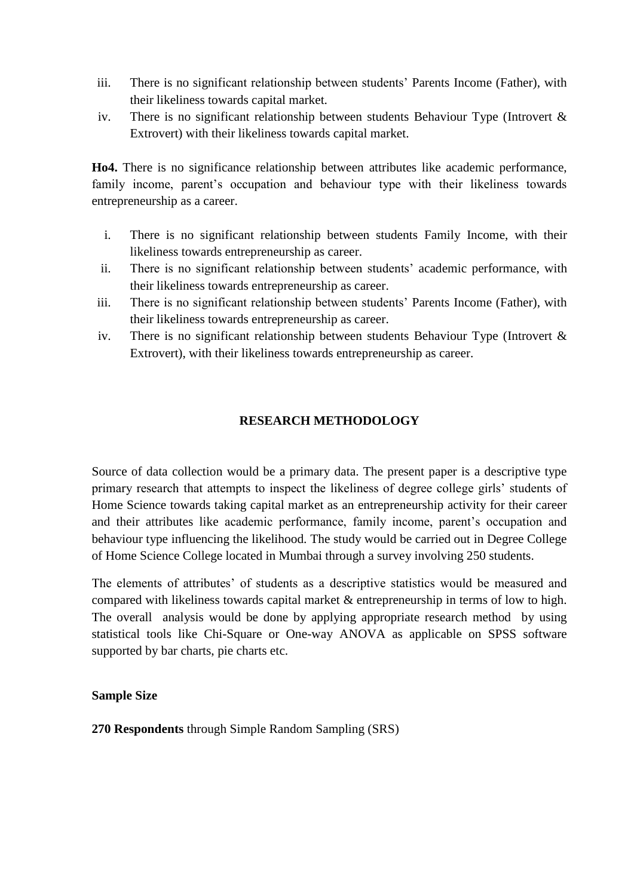iii. There is no significant relationship between students' Parents Income (Father), with their likeliness towards capital market.

iv. There is no significant relationship between students Behaviour Type (Introvert & Extrovert) with their likeliness towards capital market.

**Ho4.** There is no significance relationship between attributes like academic performance, family income, parent's occupation and behaviour type with their likeliness towards entrepreneurship as a career.

i. There is no significant relationship between students Family Income, with their likeliness towards entrepreneurship as career.

ii. There is no significant relationship between students' academic performance, with their likeliness towards entrepreneurship as career.

iii. There is no significant relationship between students' Parents Income (Father), with their likeliness towards entrepreneurship as career.

iv. There is no significant relationship between students Behaviour Type (Introvert & Extrovert), with their likeliness towards entrepreneurship as career.

## RESEARCH METHODOLOGY

Source of data collection would be a primary data. The present paper is a descriptive type primary research that attempts to inspect the likeliness of degree college girls' students of Home Science towards taking capital market as an entrepreneurship activity for their career and their attributes like academic performance, family income, parent's occupation and behaviour type influencing the likelihood. The study would be carried out in Degree College of Home Science College located in Mumbai through a survey involving 250 students.

The elements of attributes' of students as a descriptive statistics would be measured and compared with likeliness towards capital market & entrepreneurship in terms of low to high. The overall analysis would be done by applying appropriate research method by using statistical tools like Chi-Square or One-way ANOVA as applicable on SPSS software supported by bar charts, pie charts etc.

**Sample Size**

**270 Respondents** through Simple Random Sampling (SRS)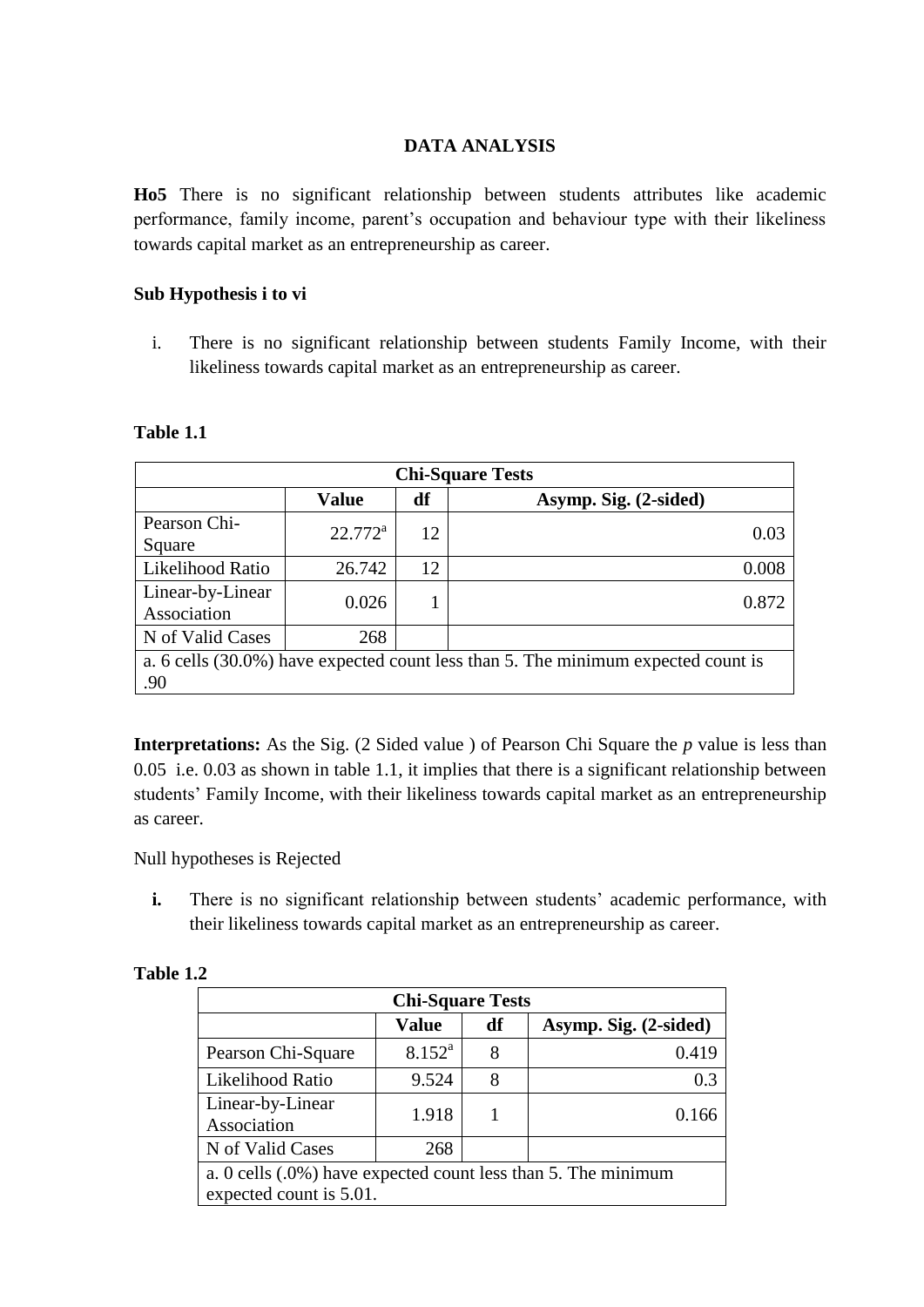**DATA ANALYSIS**

**Ho5** There is no significant relationship between students attributes like academic performance, family income, parent's occupation and behaviour type with their likeliness towards capital market as an entrepreneurship as career.

**Sub Hypothesis i to vi**

i. There is no significant relationship between students Family Income, with their likeliness towards capital market as an entrepreneurship as career.

**Table 1.1**

| Chi-Square Tests | | | |
|---|---|---|---|
| | **Value** | **df** | **Asymp. Sig. (2-sided)** |
| Pearson Chi-Square | 22.772[a] | 12 | 0.03 |
| Likelihood Ratio | 26.742 | 12 | 0.008 |
| Linear-by-Linear Association | 0.026 | 1 | 0.872 |
| N of Valid Cases | 268 | | |
| a. 6 cells (30.0%) have expected count less than 5. The minimum expected count is .90 | | | |

**Interpretations:** As the Sig. (2 Sided value ) of Pearson Chi Square the *p* value is less than 0.05 i.e. 0.03 as shown in table 1.1, it implies that there is a significant relationship between students' Family Income, with their likeliness towards capital market as an entrepreneurship as career.

Null hypotheses is Rejected

**i.** There is no significant relationship between students' academic performance, with their likeliness towards capital market as an entrepreneurship as career.

**Table 1.2**

| Chi-Square Tests | | | |
|---|---|---|---|
| | **Value** | **df** | **Asymp. Sig. (2-sided)** |
| Pearson Chi-Square | 8.152[a] | 8 | 0.419 |
| Likelihood Ratio | 9.524 | 8 | 0.3 |
| Linear-by-Linear Association | 1.918 | 1 | 0.166 |
| N of Valid Cases | 268 | | |
| a. 0 cells (.0%) have expected count less than 5. The minimum expected count is 5.01. | | | |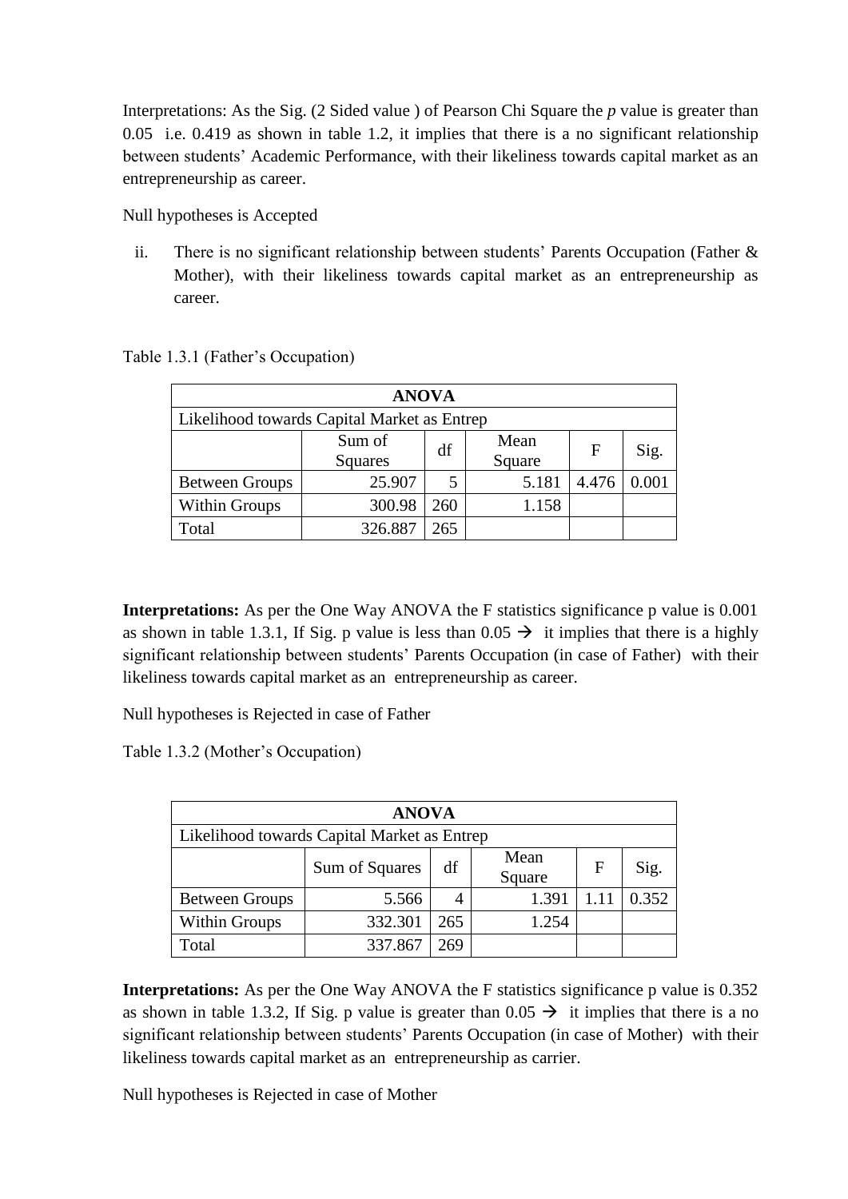Interpretations: As the Sig. (2 Sided value ) of Pearson Chi Square the *p* value is greater than 0.05 i.e. 0.419 as shown in table 1.2, it implies that there is a no significant relationship between students' Academic Performance, with their likeliness towards capital market as an entrepreneurship as career.

Null hypotheses is Accepted

ii. There is no significant relationship between students' Parents Occupation (Father & Mother), with their likeliness towards capital market as an entrepreneurship as career.

Table 1.3.1 (Father's Occupation)

| ANOVA | | | | | |
|---|---|---|---|---|---|
| Likelihood towards Capital Market as Entrep | | | | | |
| | Sum of Squares | df | Mean Square | F | Sig. |
| Between Groups | 25.907 | 5 | 5.181 | 4.476 | 0.001 |
| Within Groups | 300.98 | 260 | 1.158 | | |
| Total | 326.887 | 265 | | | |

**Interpretations:** As per the One Way ANOVA the F statistics significance p value is 0.001 as shown in table 1.3.1, If Sig. p value is less than 0.05 → it implies that there is a highly significant relationship between students' Parents Occupation (in case of Father) with their likeliness towards capital market as an entrepreneurship as career.

Null hypotheses is Rejected in case of Father

Table 1.3.2 (Mother's Occupation)

| ANOVA | | | | | |
|---|---|---|---|---|---|
| Likelihood towards Capital Market as Entrep | | | | | |
| | Sum of Squares | df | Mean Square | F | Sig. |
| Between Groups | 5.566 | 4 | 1.391 | 1.11 | 0.352 |
| Within Groups | 332.301 | 265 | 1.254 | | |
| Total | 337.867 | 269 | | | |

**Interpretations:** As per the One Way ANOVA the F statistics significance p value is 0.352 as shown in table 1.3.2, If Sig. p value is greater than 0.05 → it implies that there is a no significant relationship between students' Parents Occupation (in case of Mother) with their likeliness towards capital market as an entrepreneurship as carrier.

Null hypotheses is Rejected in case of Mother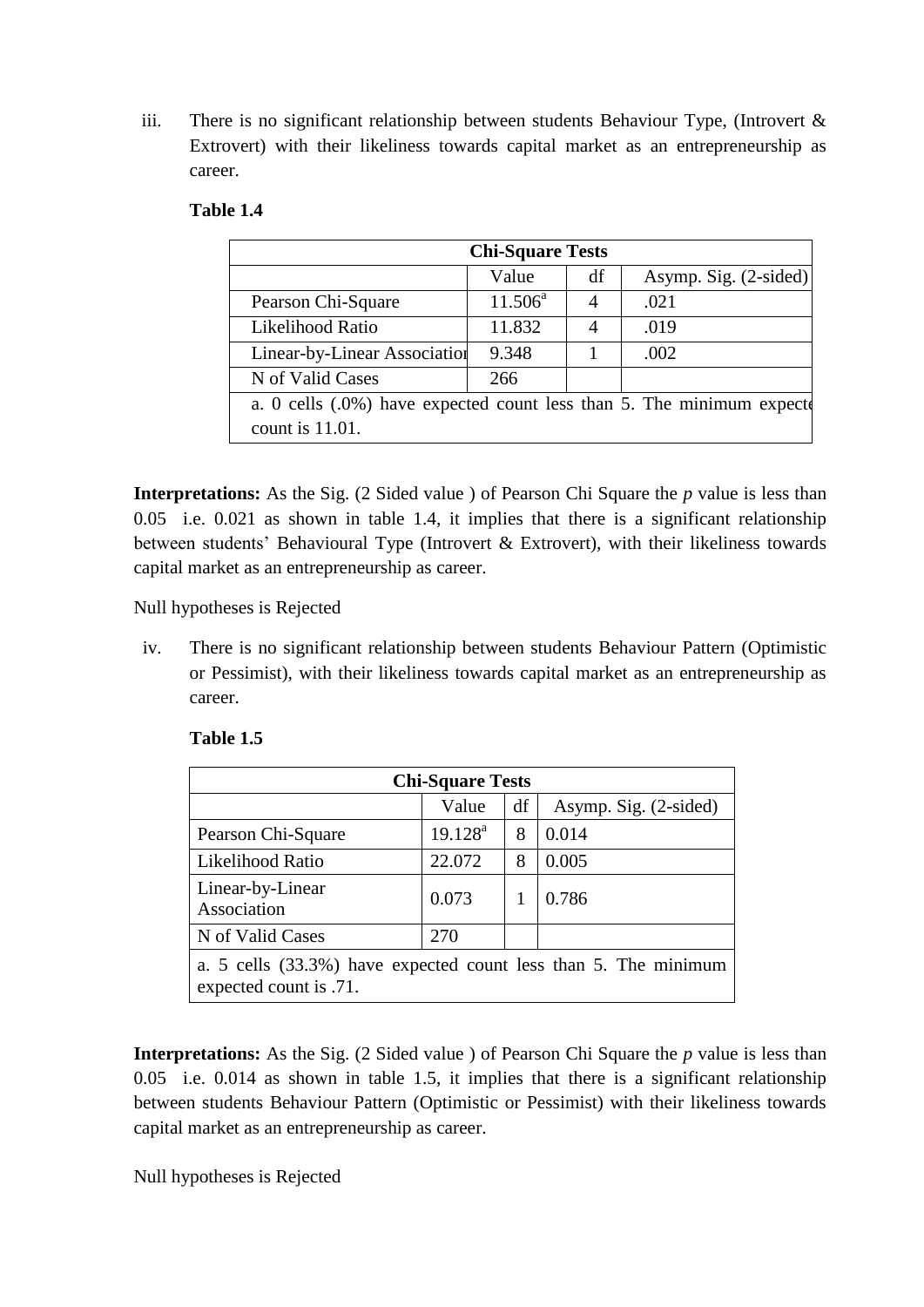iii. There is no significant relationship between students Behaviour Type, (Introvert & Extrovert) with their likeliness towards capital market as an entrepreneurship as career.

**Table 1.4**

| Chi-Square Tests | | | |
|---|---|---|---|
| | Value | df | Asymp. Sig. (2-sided) |
| Pearson Chi-Square | 11.506[a] | 4 | .021 |
| Likelihood Ratio | 11.832 | 4 | .019 |
| Linear-by-Linear Association | 9.348 | 1 | .002 |
| N of Valid Cases | 266 | | |
| a. 0 cells (.0%) have expected count less than 5. The minimum expected count is 11.01. | | | |

**Interpretations:** As the Sig. (2 Sided value ) of Pearson Chi Square the *p* value is less than 0.05 i.e. 0.021 as shown in table 1.4, it implies that there is a significant relationship between students' Behavioural Type (Introvert & Extrovert), with their likeliness towards capital market as an entrepreneurship as career.

Null hypotheses is Rejected

iv. There is no significant relationship between students Behaviour Pattern (Optimistic or Pessimist), with their likeliness towards capital market as an entrepreneurship as career.

**Table 1.5**

| Chi-Square Tests | | | |
|---|---|---|---|
| | Value | df | Asymp. Sig. (2-sided) |
| Pearson Chi-Square | 19.128[a] | 8 | 0.014 |
| Likelihood Ratio | 22.072 | 8 | 0.005 |
| Linear-by-Linear Association | 0.073 | 1 | 0.786 |
| N of Valid Cases | 270 | | |
| a. 5 cells (33.3%) have expected count less than 5. The minimum expected count is .71. | | | |

**Interpretations:** As the Sig. (2 Sided value ) of Pearson Chi Square the *p* value is less than 0.05 i.e. 0.014 as shown in table 1.5, it implies that there is a significant relationship between students Behaviour Pattern (Optimistic or Pessimist) with their likeliness towards capital market as an entrepreneurship as career.

Null hypotheses is Rejected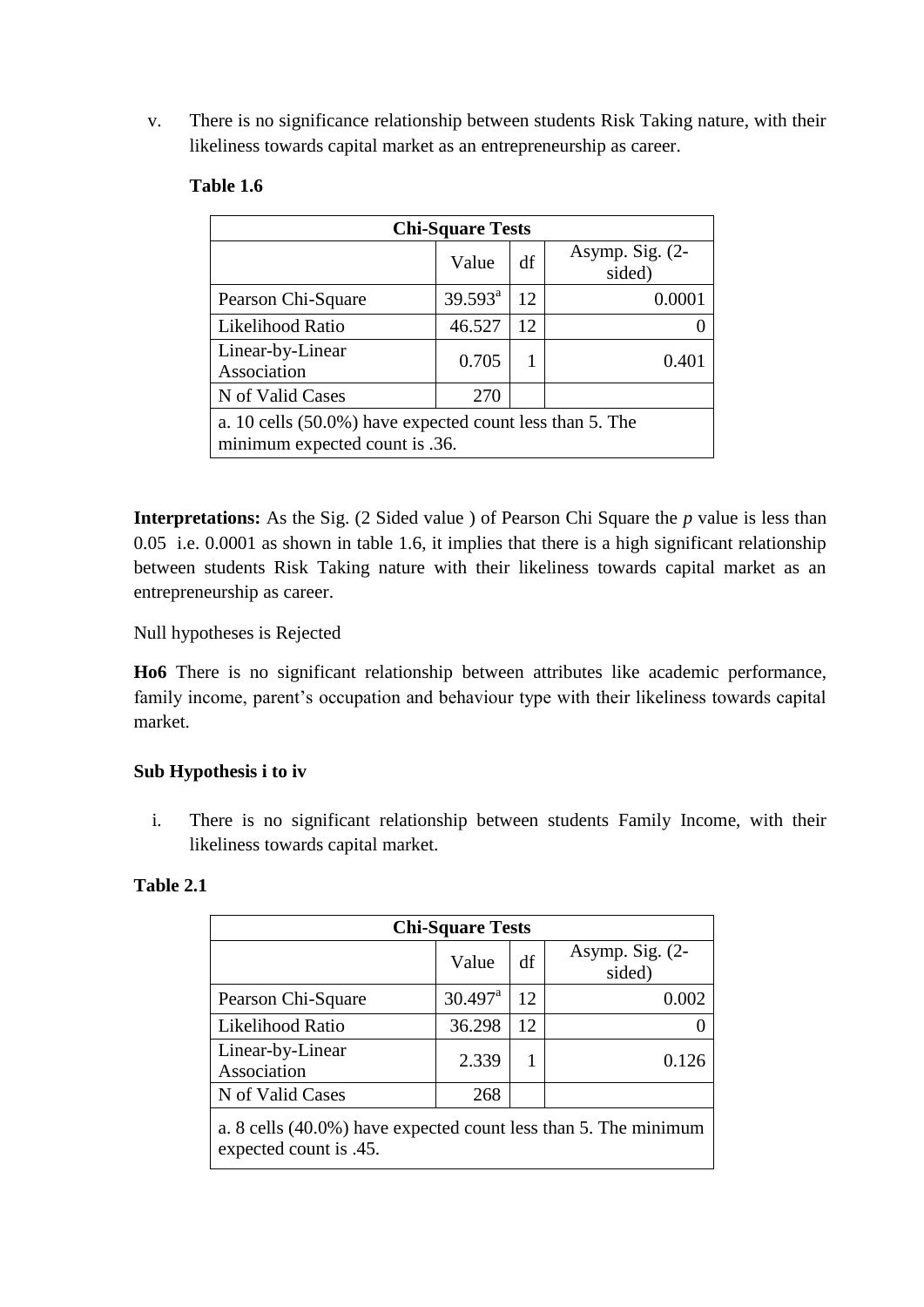v. There is no significance relationship between students Risk Taking nature, with their likeliness towards capital market as an entrepreneurship as career.

**Table 1.6**

| Chi-Square Tests | | | |
|---|---|---|---|
| | Value | df | Asymp. Sig. (2-sided) |
| Pearson Chi-Square | 39.593[a] | 12 | 0.0001 |
| Likelihood Ratio | 46.527 | 12 | 0 |
| Linear-by-Linear Association | 0.705 | 1 | 0.401 |
| N of Valid Cases | 270 | | |
| a. 10 cells (50.0%) have expected count less than 5. The minimum expected count is .36. | | | |

**Interpretations:** As the Sig. (2 Sided value ) of Pearson Chi Square the *p* value is less than 0.05 i.e. 0.0001 as shown in table 1.6, it implies that there is a high significant relationship between students Risk Taking nature with their likeliness towards capital market as an entrepreneurship as career.

Null hypotheses is Rejected

**Ho6** There is no significant relationship between attributes like academic performance, family income, parent's occupation and behaviour type with their likeliness towards capital market.

**Sub Hypothesis i to iv**

i. There is no significant relationship between students Family Income, with their likeliness towards capital market.

**Table 2.1**

| Chi-Square Tests | | | |
|---|---|---|---|
| | Value | df | Asymp. Sig. (2-sided) |
| Pearson Chi-Square | 30.497[a] | 12 | 0.002 |
| Likelihood Ratio | 36.298 | 12 | 0 |
| Linear-by-Linear Association | 2.339 | 1 | 0.126 |
| N of Valid Cases | 268 | | |
| a. 8 cells (40.0%) have expected count less than 5. The minimum expected count is .45. | | | |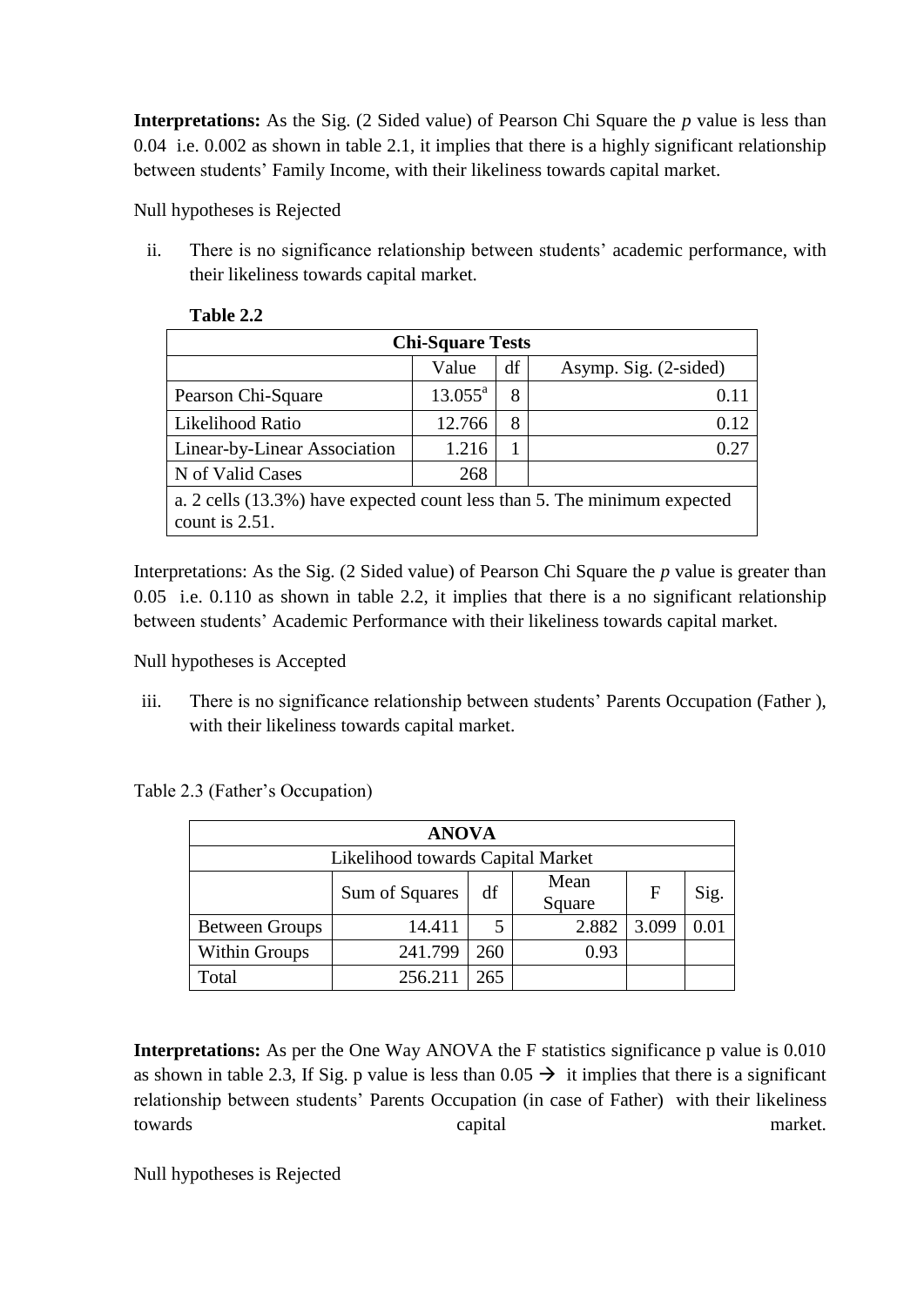**Interpretations:** As the Sig. (2 Sided value) of Pearson Chi Square the *p* value is less than 0.04 i.e. 0.002 as shown in table 2.1, it implies that there is a highly significant relationship between students' Family Income, with their likeliness towards capital market.

Null hypotheses is Rejected

ii. There is no significance relationship between students' academic performance, with their likeliness towards capital market.

**Table 2.2**

| Chi-Square Tests | | | |
|---|---|---|---|
| | Value | df | Asymp. Sig. (2-sided) |
| Pearson Chi-Square | 13.055[a] | 8 | 0.11 |
| Likelihood Ratio | 12.766 | 8 | 0.12 |
| Linear-by-Linear Association | 1.216 | 1 | 0.27 |
| N of Valid Cases | 268 | | |
| a. 2 cells (13.3%) have expected count less than 5. The minimum expected count is 2.51. | | | |

Interpretations: As the Sig. (2 Sided value) of Pearson Chi Square the *p* value is greater than 0.05 i.e. 0.110 as shown in table 2.2, it implies that there is a no significant relationship between students' Academic Performance with their likeliness towards capital market.

Null hypotheses is Accepted

iii. There is no significance relationship between students' Parents Occupation (Father ), with their likeliness towards capital market.

Table 2.3 (Father's Occupation)

| ANOVA | | | | | |
|---|---|---|---|---|---|
| Likelihood towards Capital Market | | | | | |
| | Sum of Squares | df | Mean Square | F | Sig. |
| Between Groups | 14.411 | 5 | 2.882 | 3.099 | 0.01 |
| Within Groups | 241.799 | 260 | 0.93 | | |
| Total | 256.211 | 265 | | | |

**Interpretations:** As per the One Way ANOVA the F statistics significance p value is 0.010 as shown in table 2.3, If Sig. p value is less than 0.05 → it implies that there is a significant relationship between students' Parents Occupation (in case of Father) with their likeliness towards capital market.

Null hypotheses is Rejected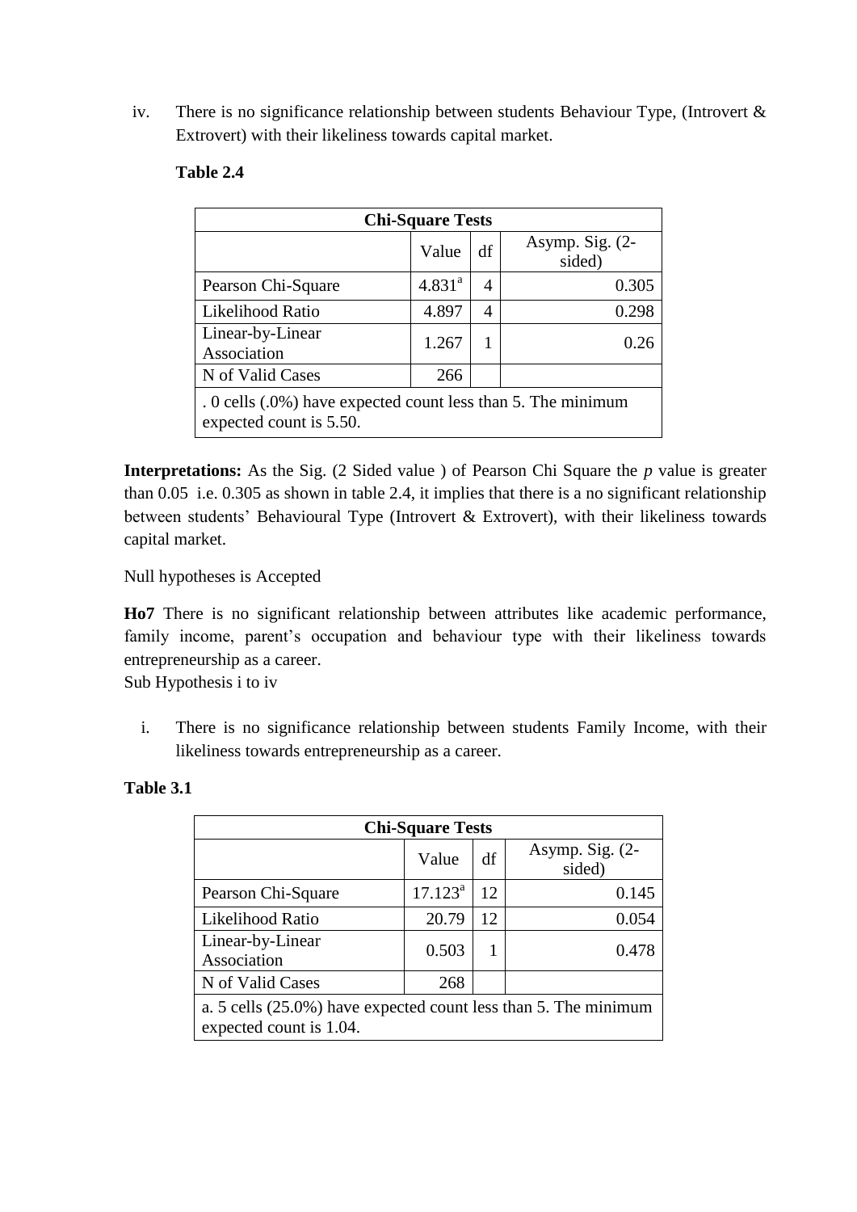iv. There is no significance relationship between students Behaviour Type, (Introvert & Extrovert) with their likeliness towards capital market.

**Table 2.4**

| Chi-Square Tests | | | |
|---|---|---|---|
| | Value | df | Asymp. Sig. (2-sided) |
| Pearson Chi-Square | 4.831[a] | 4 | 0.305 |
| Likelihood Ratio | 4.897 | 4 | 0.298 |
| Linear-by-Linear Association | 1.267 | 1 | 0.26 |
| N of Valid Cases | 266 | | |
| . 0 cells (.0%) have expected count less than 5. The minimum expected count is 5.50. | | | |

**Interpretations:** As the Sig. (2 Sided value ) of Pearson Chi Square the *p* value is greater than 0.05 i.e. 0.305 as shown in table 2.4, it implies that there is a no significant relationship between students' Behavioural Type (Introvert & Extrovert), with their likeliness towards capital market.

Null hypotheses is Accepted

**Ho7** There is no significant relationship between attributes like academic performance, family income, parent's occupation and behaviour type with their likeliness towards entrepreneurship as a career.

Sub Hypothesis i to iv

i. There is no significance relationship between students Family Income, with their likeliness towards entrepreneurship as a career.

**Table 3.1**

| Chi-Square Tests | | | |
|---|---|---|---|
| | Value | df | Asymp. Sig. (2-sided) |
| Pearson Chi-Square | 17.123[a] | 12 | 0.145 |
| Likelihood Ratio | 20.79 | 12 | 0.054 |
| Linear-by-Linear Association | 0.503 | 1 | 0.478 |
| N of Valid Cases | 268 | | |
| a. 5 cells (25.0%) have expected count less than 5. The minimum expected count is 1.04. | | | |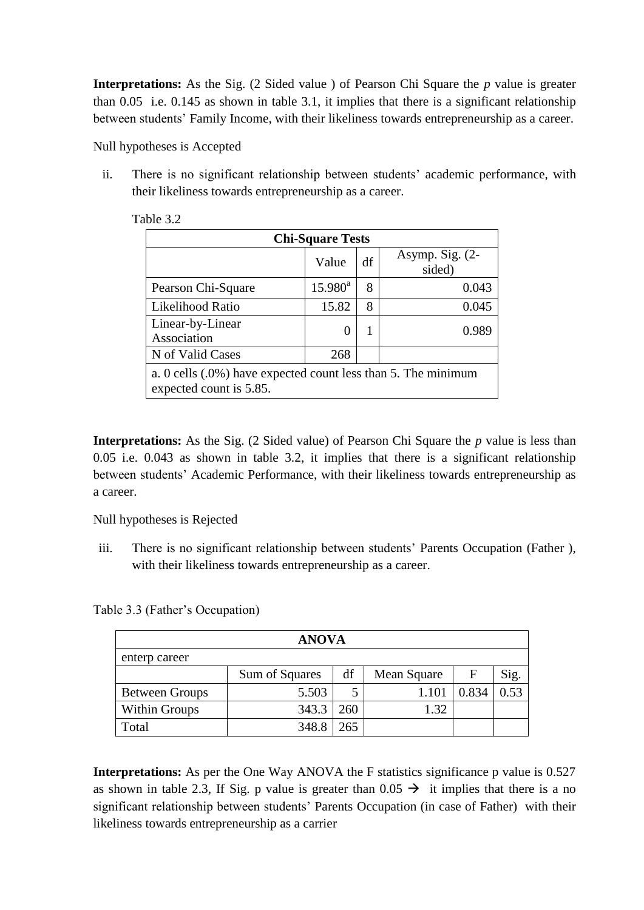**Interpretations:** As the Sig. (2 Sided value ) of Pearson Chi Square the *p* value is greater than 0.05 i.e. 0.145 as shown in table 3.1, it implies that there is a significant relationship between students' Family Income, with their likeliness towards entrepreneurship as a career.

Null hypotheses is Accepted

ii. There is no significant relationship between students' academic performance, with their likeliness towards entrepreneurship as a career.

Table 3.2

| Chi-Square Tests | | | |
|---|---|---|---|
| | Value | df | Asymp. Sig. (2-sided) |
| Pearson Chi-Square | 15.980[a] | 8 | 0.043 |
| Likelihood Ratio | 15.82 | 8 | 0.045 |
| Linear-by-Linear Association | 0 | 1 | 0.989 |
| N of Valid Cases | 268 | | |
| a. 0 cells (.0%) have expected count less than 5. The minimum expected count is 5.85. | | | |

**Interpretations:** As the Sig. (2 Sided value) of Pearson Chi Square the *p* value is less than 0.05 i.e. 0.043 as shown in table 3.2, it implies that there is a significant relationship between students' Academic Performance, with their likeliness towards entrepreneurship as a career.

Null hypotheses is Rejected

iii. There is no significant relationship between students' Parents Occupation (Father ), with their likeliness towards entrepreneurship as a career.

Table 3.3 (Father's Occupation)

| ANOVA | | | | | |
|---|---|---|---|---|---|
| enterp career | | | | | |
| | Sum of Squares | df | Mean Square | F | Sig. |
| Between Groups | 5.503 | 5 | 1.101 | 0.834 | 0.53 |
| Within Groups | 343.3 | 260 | 1.32 | | |
| Total | 348.8 | 265 | | | |

**Interpretations:** As per the One Way ANOVA the F statistics significance p value is 0.527 as shown in table 2.3, If Sig. p value is greater than 0.05 → it implies that there is a no significant relationship between students' Parents Occupation (in case of Father) with their likeliness towards entrepreneurship as a carrier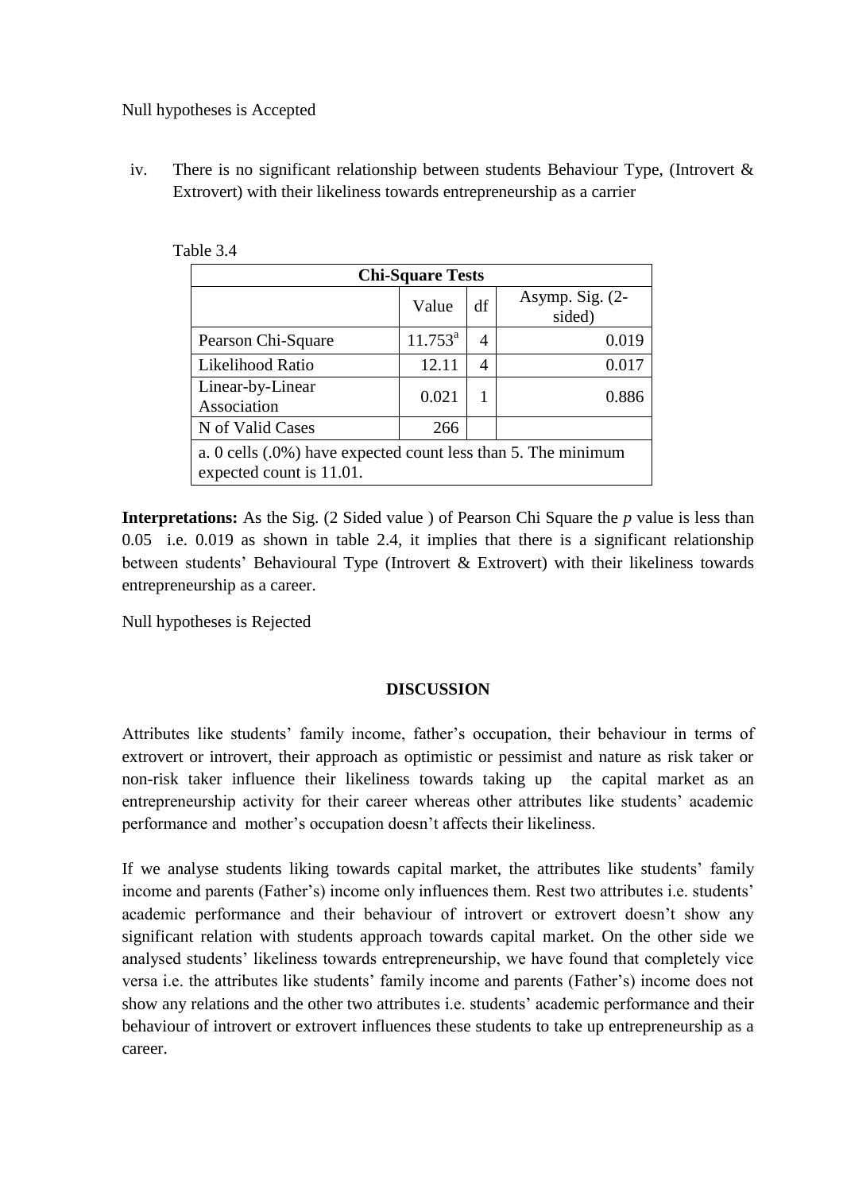Null hypotheses is Accepted

iv. There is no significant relationship between students Behaviour Type, (Introvert & Extrovert) with their likeliness towards entrepreneurship as a carrier

Table 3.4

| Chi-Square Tests | | | |
|---|---|---|---|
| | Value | df | Asymp. Sig. (2-sided) |
| Pearson Chi-Square | 11.753[a] | 4 | 0.019 |
| Likelihood Ratio | 12.11 | 4 | 0.017 |
| Linear-by-Linear Association | 0.021 | 1 | 0.886 |
| N of Valid Cases | 266 | | |
| a. 0 cells (.0%) have expected count less than 5. The minimum expected count is 11.01. | | | |

**Interpretations:** As the Sig. (2 Sided value ) of Pearson Chi Square the *p* value is less than 0.05 i.e. 0.019 as shown in table 2.4, it implies that there is a significant relationship between students' Behavioural Type (Introvert & Extrovert) with their likeliness towards entrepreneurship as a career.

Null hypotheses is Rejected

## DISCUSSION

Attributes like students' family income, father's occupation, their behaviour in terms of extrovert or introvert, their approach as optimistic or pessimist and nature as risk taker or non-risk taker influence their likeliness towards taking up the capital market as an entrepreneurship activity for their career whereas other attributes like students' academic performance and mother's occupation doesn't affects their likeliness.

If we analyse students liking towards capital market, the attributes like students' family income and parents (Father's) income only influences them. Rest two attributes i.e. students' academic performance and their behaviour of introvert or extrovert doesn't show any significant relation with students approach towards capital market. On the other side we analysed students' likeliness towards entrepreneurship, we have found that completely vice versa i.e. the attributes like students' family income and parents (Father's) income does not show any relations and the other two attributes i.e. students' academic performance and their behaviour of introvert or extrovert influences these students to take up entrepreneurship as a career.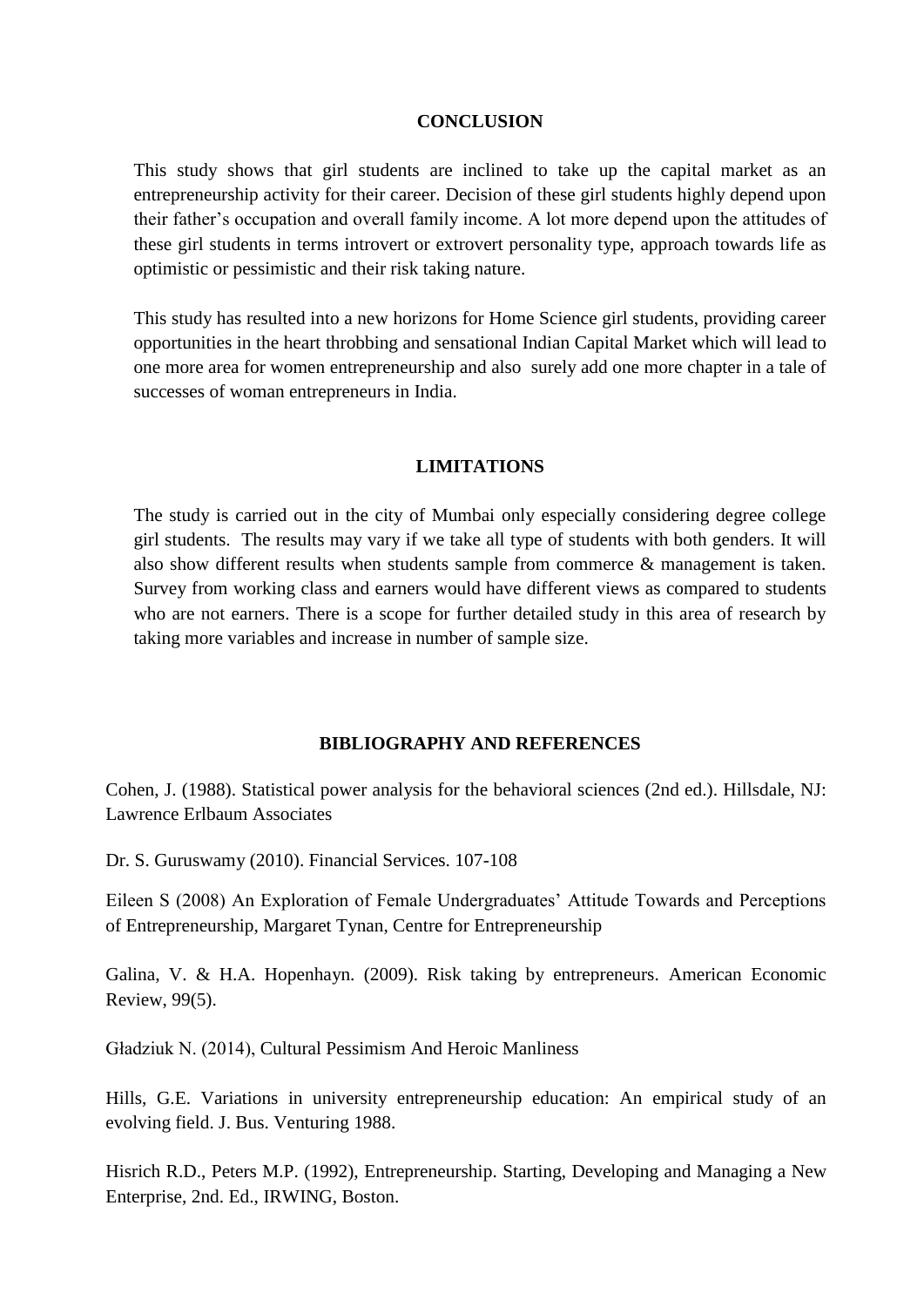## CONCLUSION

This study shows that girl students are inclined to take up the capital market as an entrepreneurship activity for their career. Decision of these girl students highly depend upon their father's occupation and overall family income. A lot more depend upon the attitudes of these girl students in terms introvert or extrovert personality type, approach towards life as optimistic or pessimistic and their risk taking nature.

This study has resulted into a new horizons for Home Science girl students, providing career opportunities in the heart throbbing and sensational Indian Capital Market which will lead to one more area for women entrepreneurship and also surely add one more chapter in a tale of successes of woman entrepreneurs in India.

## LIMITATIONS

The study is carried out in the city of Mumbai only especially considering degree college girl students. The results may vary if we take all type of students with both genders. It will also show different results when students sample from commerce & management is taken. Survey from working class and earners would have different views as compared to students who are not earners. There is a scope for further detailed study in this area of research by taking more variables and increase in number of sample size.

## BIBLIOGRAPHY AND REFERENCES

Cohen, J. (1988). Statistical power analysis for the behavioral sciences (2nd ed.). Hillsdale, NJ: Lawrence Erlbaum Associates

Dr. S. Guruswamy (2010). Financial Services. 107-108

Eileen S (2008) An Exploration of Female Undergraduates' Attitude Towards and Perceptions of Entrepreneurship, Margaret Tynan, Centre for Entrepreneurship

Galina, V. & H.A. Hopenhayn. (2009). Risk taking by entrepreneurs. American Economic Review, 99(5).

Gładziuk N. (2014), Cultural Pessimism And Heroic Manliness

Hills, G.E. Variations in university entrepreneurship education: An empirical study of an evolving field. J. Bus. Venturing 1988.

Hisrich R.D., Peters M.P. (1992), Entrepreneurship. Starting, Developing and Managing a New Enterprise, 2nd. Ed., IRWING, Boston.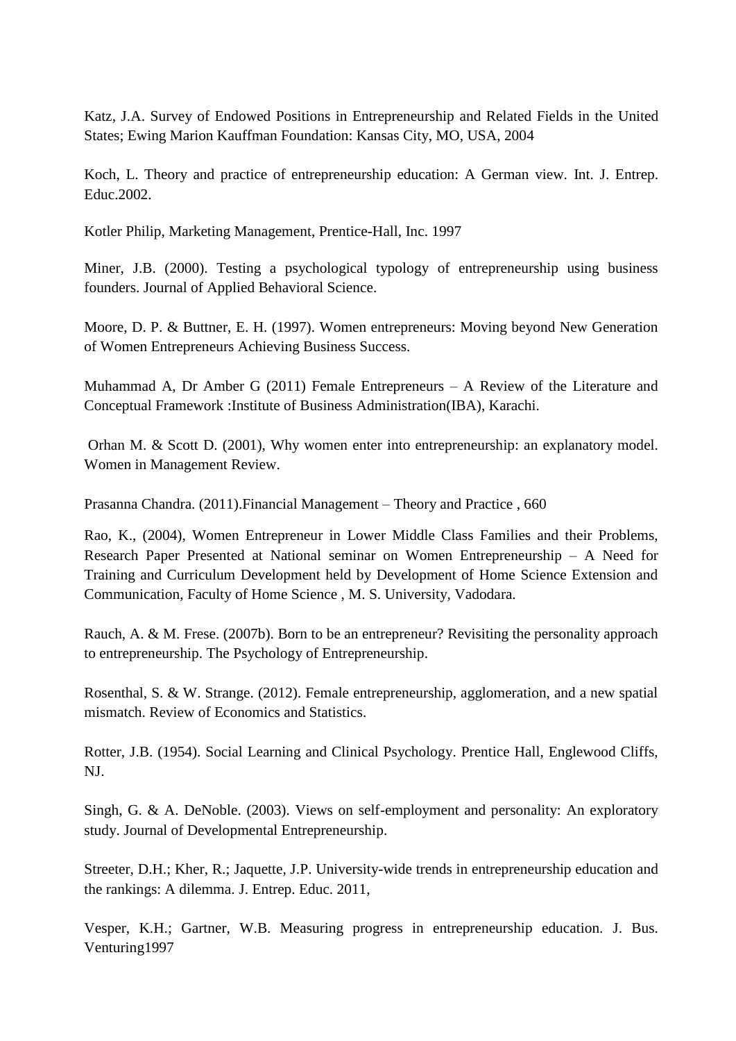Katz, J.A. Survey of Endowed Positions in Entrepreneurship and Related Fields in the United States; Ewing Marion Kauffman Foundation: Kansas City, MO, USA, 2004

Koch, L. Theory and practice of entrepreneurship education: A German view. Int. J. Entrep. Educ.2002.

Kotler Philip, Marketing Management, Prentice-Hall, Inc. 1997

Miner, J.B. (2000). Testing a psychological typology of entrepreneurship using business founders. Journal of Applied Behavioral Science.

Moore, D. P. & Buttner, E. H. (1997). Women entrepreneurs: Moving beyond New Generation of Women Entrepreneurs Achieving Business Success.

Muhammad A, Dr Amber G (2011) Female Entrepreneurs – A Review of the Literature and Conceptual Framework :Institute of Business Administration(IBA), Karachi.

Orhan M. & Scott D. (2001), Why women enter into entrepreneurship: an explanatory model. Women in Management Review.

Prasanna Chandra. (2011).Financial Management – Theory and Practice , 660

Rao, K., (2004), Women Entrepreneur in Lower Middle Class Families and their Problems, Research Paper Presented at National seminar on Women Entrepreneurship – A Need for Training and Curriculum Development held by Development of Home Science Extension and Communication, Faculty of Home Science , M. S. University, Vadodara.

Rauch, A. & M. Frese. (2007b). Born to be an entrepreneur? Revisiting the personality approach to entrepreneurship. The Psychology of Entrepreneurship.

Rosenthal, S. & W. Strange. (2012). Female entrepreneurship, agglomeration, and a new spatial mismatch. Review of Economics and Statistics.

Rotter, J.B. (1954). Social Learning and Clinical Psychology. Prentice Hall, Englewood Cliffs, NJ.

Singh, G. & A. DeNoble. (2003). Views on self-employment and personality: An exploratory study. Journal of Developmental Entrepreneurship.

Streeter, D.H.; Kher, R.; Jaquette, J.P. University-wide trends in entrepreneurship education and the rankings: A dilemma. J. Entrep. Educ. 2011,

Vesper, K.H.; Gartner, W.B. Measuring progress in entrepreneurship education. J. Bus. Venturing1997